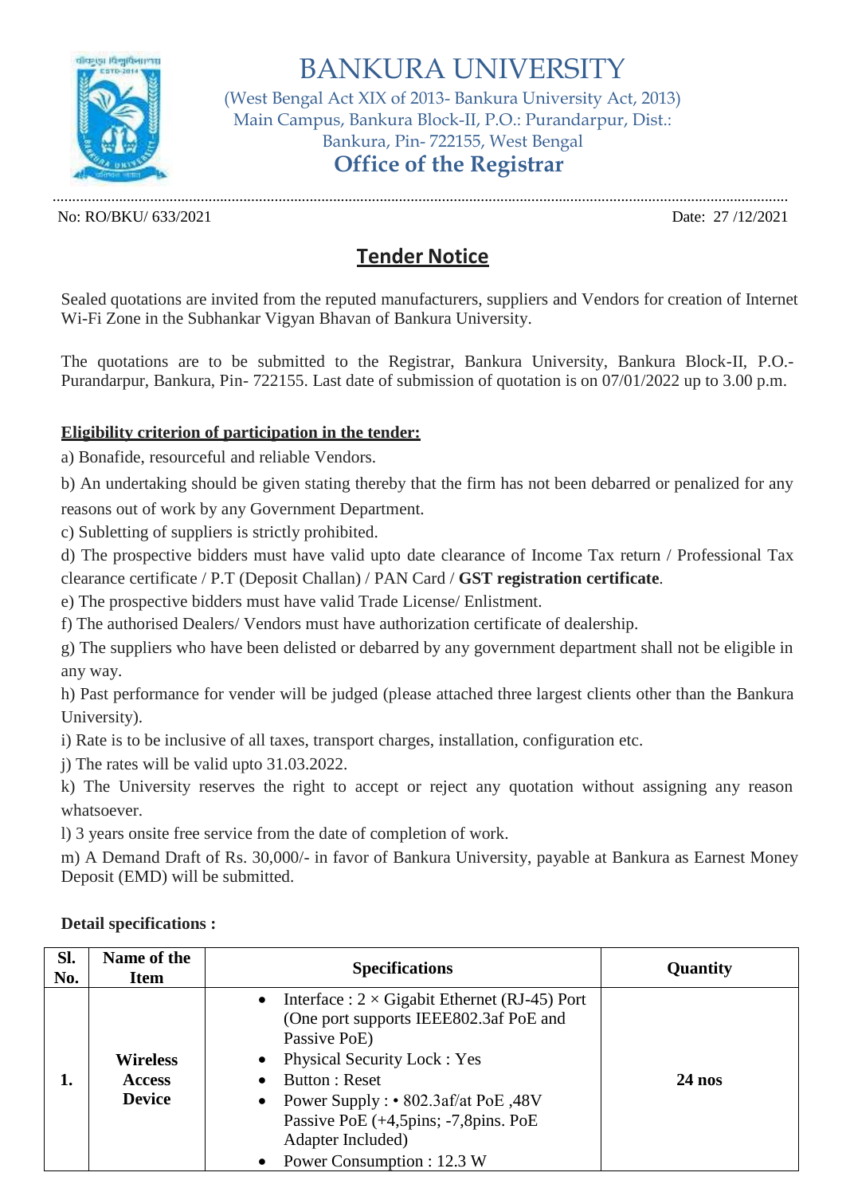# BANKURA UNIVERSITY

(West Bengal Act XIX of 2013- Bankura University Act, 2013)
Main Campus, Bankura Block-II, P.O.: Purandarpur, Dist.: Bankura, Pin- 722155, West Bengal

## Office of the Registrar

No: RO/BKU/ 633/2021 Date: 27 /12/2021

## Tender Notice

Sealed quotations are invited from the reputed manufacturers, suppliers and Vendors for creation of Internet Wi-Fi Zone in the Subhankar Vigyan Bhavan of Bankura University.

The quotations are to be submitted to the Registrar, Bankura University, Bankura Block-II, P.O.- Purandarpur, Bankura, Pin- 722155. Last date of submission of quotation is on 07/01/2022 up to 3.00 p.m.

**Eligibility criterion of participation in the tender:**

a) Bonafide, resourceful and reliable Vendors.

b) An undertaking should be given stating thereby that the firm has not been debarred or penalized for any reasons out of work by any Government Department.

c) Subletting of suppliers is strictly prohibited.

d) The prospective bidders must have valid upto date clearance of Income Tax return / Professional Tax clearance certificate / P.T (Deposit Challan) / PAN Card / **GST registration certificate**.

e) The prospective bidders must have valid Trade License/ Enlistment.

f) The authorised Dealers/ Vendors must have authorization certificate of dealership.

g) The suppliers who have been delisted or debarred by any government department shall not be eligible in any way.

h) Past performance for vender will be judged (please attached three largest clients other than the Bankura University).

i) Rate is to be inclusive of all taxes, transport charges, installation, configuration etc.

j) The rates will be valid upto 31.03.2022.

k) The University reserves the right to accept or reject any quotation without assigning any reason whatsoever.

l) 3 years onsite free service from the date of completion of work.

m) A Demand Draft of Rs. 30,000/- in favor of Bankura University, payable at Bankura as Earnest Money Deposit (EMD) will be submitted.

**Detail specifications :**

| Sl. No. | Name of the Item | Specifications | Quantity |
|---|---|---|---|
| **1.** | **Wireless Access Device** | • Interface : 2 × Gigabit Ethernet (RJ-45) Port (One port supports IEEE802.3af PoE and Passive PoE)<br>• Physical Security Lock : Yes<br>• Button : Reset<br>• Power Supply : • 802.3af/at PoE ,48V Passive PoE (+4,5pins; -7,8pins. PoE Adapter Included)<br>• Power Consumption : 12.3 W | **24 nos** |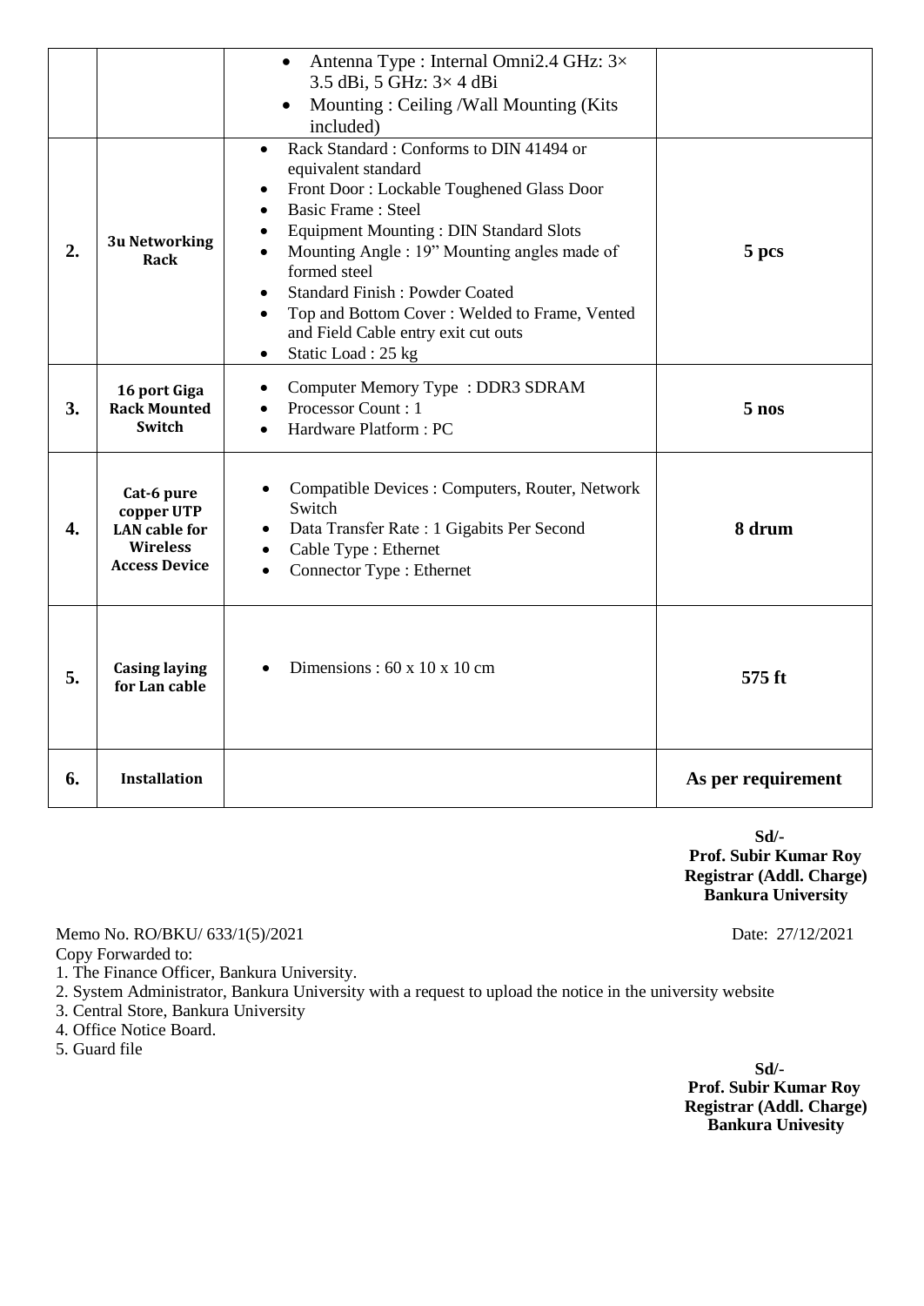| | | | |
|---|---|---|---|
| | | • Antenna Type : Internal Omni2.4 GHz: 3× 3.5 dBi, 5 GHz: 3× 4 dBi<br>• Mounting : Ceiling /Wall Mounting (Kits included) | |
| **2.** | **3u Networking Rack** | • Rack Standard : Conforms to DIN 41494 or equivalent standard<br>• Front Door : Lockable Toughened Glass Door<br>• Basic Frame : Steel<br>• Equipment Mounting : DIN Standard Slots<br>• Mounting Angle : 19" Mounting angles made of formed steel<br>• Standard Finish : Powder Coated<br>• Top and Bottom Cover : Welded to Frame, Vented and Field Cable entry exit cut outs<br>• Static Load : 25 kg | **5 pcs** |
| **3.** | **16 port Giga Rack Mounted Switch** | • Computer Memory Type : DDR3 SDRAM<br>• Processor Count : 1<br>• Hardware Platform : PC | **5 nos** |
| **4.** | **Cat-6 pure copper UTP LAN cable for Wireless Access Device** | • Compatible Devices : Computers, Router, Network Switch<br>• Data Transfer Rate : 1 Gigabits Per Second<br>• Cable Type : Ethernet<br>• Connector Type : Ethernet | **8 drum** |
| **5.** | **Casing laying for Lan cable** | • Dimensions : 60 x 10 x 10 cm | **575 ft** |
| **6.** | **Installation** | | **As per requirement** |

**Sd/-**
**Prof. Subir Kumar Roy**
**Registrar (Addl. Charge)**
**Bankura University**

Memo No. RO/BKU/ 633/1(5)/2021 Date: 27/12/2021

Copy Forwarded to:

1. The Finance Officer, Bankura University.
2. System Administrator, Bankura University with a request to upload the notice in the university website
3. Central Store, Bankura University
4. Office Notice Board.
5. Guard file

**Sd/-**
**Prof. Subir Kumar Roy**
**Registrar (Addl. Charge)**
**Bankura Univesity**